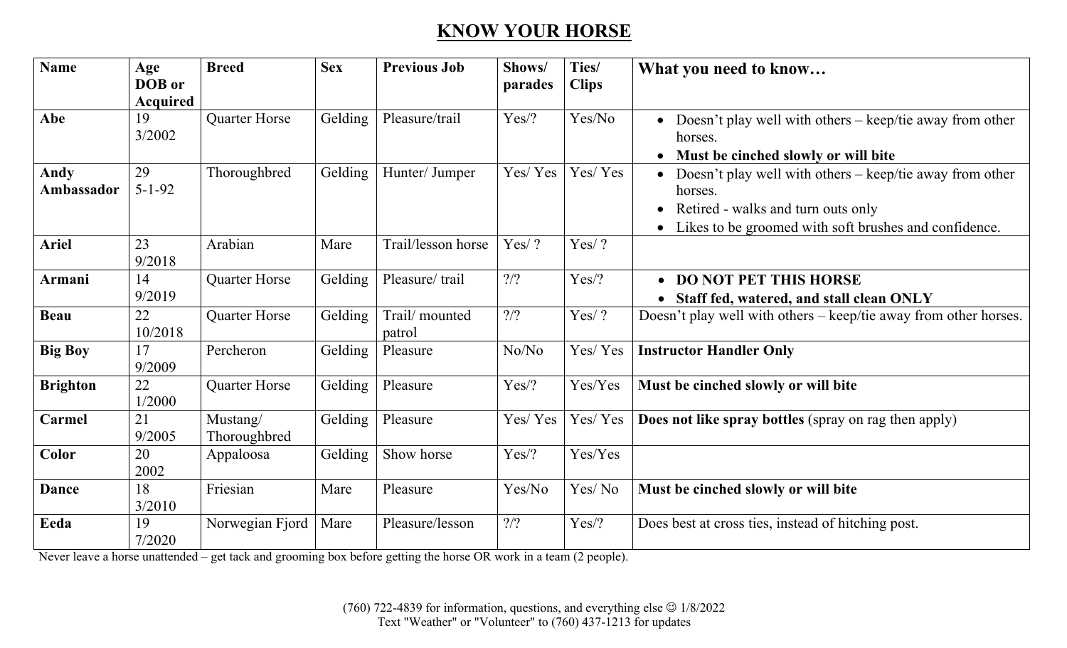# KNOW YOUR HORSE

| Name | Age DOB or Acquired | Breed | Sex | Previous Job | Shows/ parades | Ties/ Clips | What you need to know… |
|---|---|---|---|---|---|---|---|
| **Abe** | 19 3/2002 | Quarter Horse | Gelding | Pleasure/trail | Yes/? | Yes/No | • Doesn't play well with others – keep/tie away from other horses. • **Must be cinched slowly or will bite** |
| **Andy Ambassador** | 29 5-1-92 | Thoroughbred | Gelding | Hunter/ Jumper | Yes/ Yes | Yes/ Yes | • Doesn't play well with others – keep/tie away from other horses. • Retired - walks and turn outs only • Likes to be groomed with soft brushes and confidence. |
| **Ariel** | 23 9/2018 | Arabian | Mare | Trail/lesson horse | Yes/ ? | Yes/ ? | |
| **Armani** | 14 9/2019 | Quarter Horse | Gelding | Pleasure/ trail | ?/? | Yes/? | • **DO NOT PET THIS HORSE** • **Staff fed, watered, and stall clean ONLY** |
| **Beau** | 22 10/2018 | Quarter Horse | Gelding | Trail/ mounted patrol | ?/? | Yes/ ? | Doesn't play well with others – keep/tie away from other horses. |
| **Big Boy** | 17 9/2009 | Percheron | Gelding | Pleasure | No/No | Yes/ Yes | **Instructor Handler Only** |
| **Brighton** | 22 1/2000 | Quarter Horse | Gelding | Pleasure | Yes/? | Yes/Yes | **Must be cinched slowly or will bite** |
| **Carmel** | 21 9/2005 | Mustang/ Thoroughbred | Gelding | Pleasure | Yes/ Yes | Yes/ Yes | **Does not like spray bottles** (spray on rag then apply) |
| **Color** | 20 2002 | Appaloosa | Gelding | Show horse | Yes/? | Yes/Yes | |
| **Dance** | 18 3/2010 | Friesian | Mare | Pleasure | Yes/No | Yes/ No | **Must be cinched slowly or will bite** |
| **Eeda** | 19 7/2020 | Norwegian Fjord | Mare | Pleasure/lesson | ?/? | Yes/? | Does best at cross ties, instead of hitching post. |

Never leave a horse unattended – get tack and grooming box before getting the horse OR work in a team (2 people).

(760) 722-4839 for information, questions, and everything else ☺ 1/8/2022
Text "Weather" or "Volunteer" to (760) 437-1213 for updates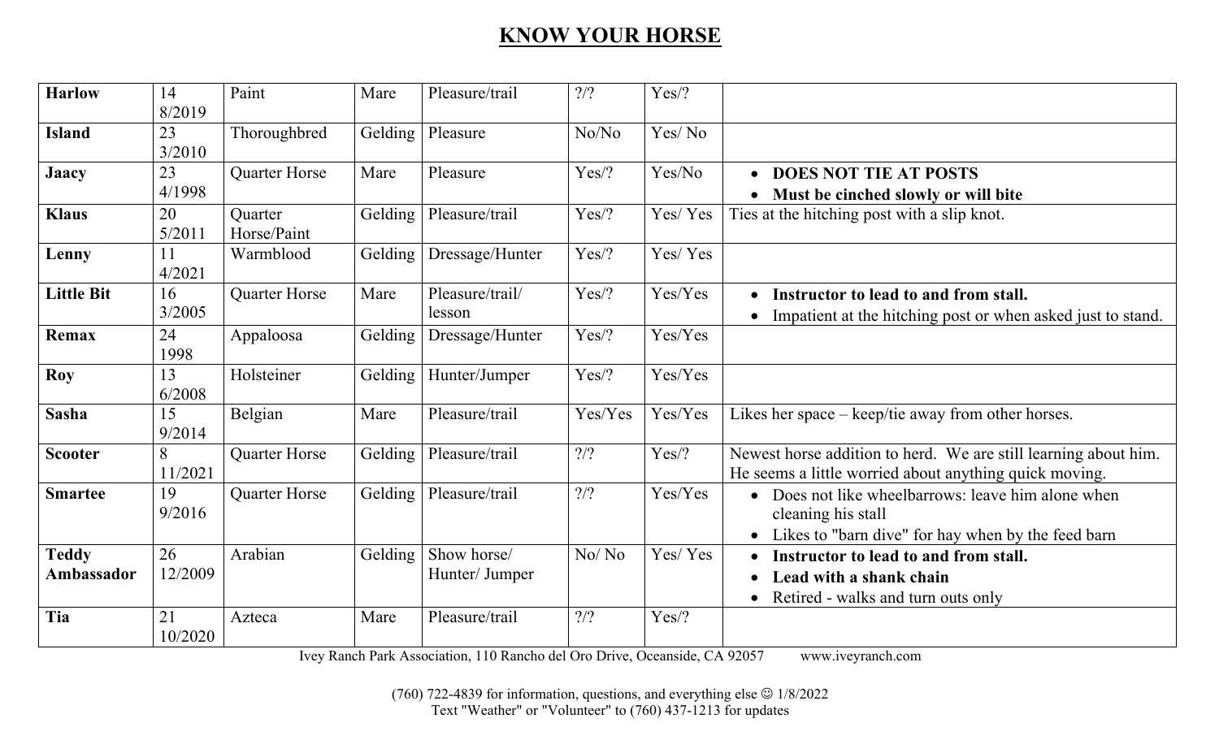# KNOW YOUR HORSE

| | | | | | | | |
|---|---|---|---|---|---|---|---|
| **Harlow** | 14 8/2019 | Paint | Mare | Pleasure/trail | ?/? | Yes/? | |
| **Island** | 23 3/2010 | Thoroughbred | Gelding | Pleasure | No/No | Yes/ No | |
| **Jaacy** | 23 4/1998 | Quarter Horse | Mare | Pleasure | Yes/? | Yes/No | • **DOES NOT TIE AT POSTS**<br>• **Must be cinched slowly or will bite** |
| **Klaus** | 20 5/2011 | Quarter Horse/Paint | Gelding | Pleasure/trail | Yes/? | Yes/ Yes | Ties at the hitching post with a slip knot. |
| **Lenny** | 11 4/2021 | Warmblood | Gelding | Dressage/Hunter | Yes/? | Yes/ Yes | |
| **Little Bit** | 16 3/2005 | Quarter Horse | Mare | Pleasure/trail/ lesson | Yes/? | Yes/Yes | • **Instructor to lead to and from stall.**<br>• Impatient at the hitching post or when asked just to stand. |
| **Remax** | 24 1998 | Appaloosa | Gelding | Dressage/Hunter | Yes/? | Yes/Yes | |
| **Roy** | 13 6/2008 | Holsteiner | Gelding | Hunter/Jumper | Yes/? | Yes/Yes | |
| **Sasha** | 15 9/2014 | Belgian | Mare | Pleasure/trail | Yes/Yes | Yes/Yes | Likes her space – keep/tie away from other horses. |
| **Scooter** | 8 11/2021 | Quarter Horse | Gelding | Pleasure/trail | ?/? | Yes/? | Newest horse addition to herd. We are still learning about him. He seems a little worried about anything quick moving. |
| **Smartee** | 19 9/2016 | Quarter Horse | Gelding | Pleasure/trail | ?/? | Yes/Yes | • Does not like wheelbarrows: leave him alone when cleaning his stall<br>• Likes to "barn dive" for hay when by the feed barn |
| **Teddy Ambassador** | 26 12/2009 | Arabian | Gelding | Show horse/ Hunter/ Jumper | No/ No | Yes/ Yes | • **Instructor to lead to and from stall.**<br>• **Lead with a shank chain**<br>• Retired - walks and turn outs only |
| **Tia** | 21 10/2020 | Azteca | Mare | Pleasure/trail | ?/? | Yes/? | |

Ivey Ranch Park Association, 110 Rancho del Oro Drive, Oceanside, CA 92057 www.iveyranch.com

(760) 722-4839 for information, questions, and everything else ☺ 1/8/2022
Text "Weather" or "Volunteer" to (760) 437-1213 for updates